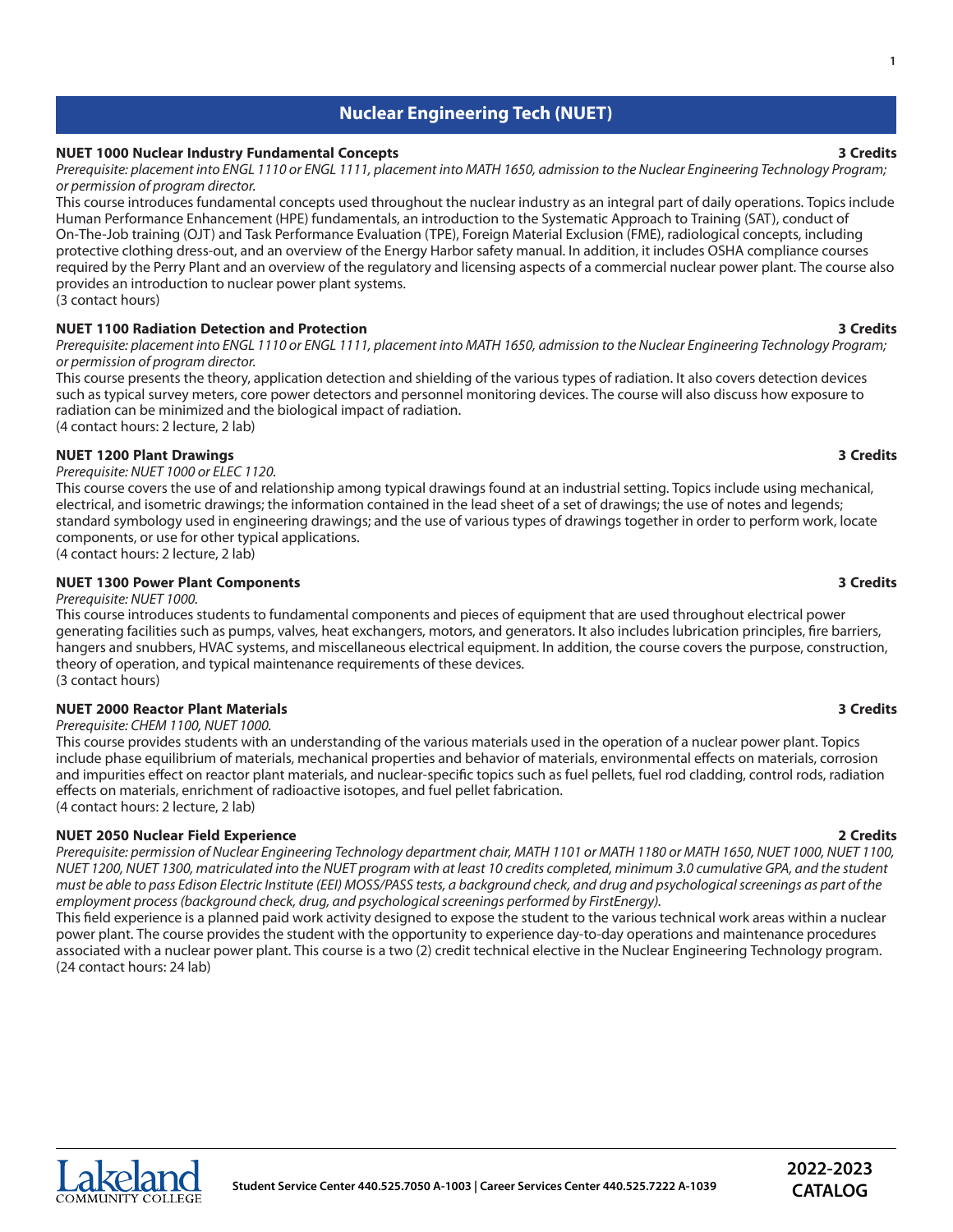# Nuclear Engineering Tech (NUET)

**NUET 1000 Nuclear Industry Fundamental Concepts** **3 Credits**

*Prerequisite: placement into ENGL 1110 or ENGL 1111, placement into MATH 1650, admission to the Nuclear Engineering Technology Program; or permission of program director.*

This course introduces fundamental concepts used throughout the nuclear industry as an integral part of daily operations. Topics include Human Performance Enhancement (HPE) fundamentals, an introduction to the Systematic Approach to Training (SAT), conduct of On-The-Job training (OJT) and Task Performance Evaluation (TPE), Foreign Material Exclusion (FME), radiological concepts, including protective clothing dress-out, and an overview of the Energy Harbor safety manual. In addition, it includes OSHA compliance courses required by the Perry Plant and an overview of the regulatory and licensing aspects of a commercial nuclear power plant. The course also provides an introduction to nuclear power plant systems.
(3 contact hours)

**NUET 1100 Radiation Detection and Protection** **3 Credits**

*Prerequisite: placement into ENGL 1110 or ENGL 1111, placement into MATH 1650, admission to the Nuclear Engineering Technology Program; or permission of program director.*

This course presents the theory, application detection and shielding of the various types of radiation. It also covers detection devices such as typical survey meters, core power detectors and personnel monitoring devices. The course will also discuss how exposure to radiation can be minimized and the biological impact of radiation.
(4 contact hours: 2 lecture, 2 lab)

**NUET 1200 Plant Drawings** **3 Credits**

*Prerequisite: NUET 1000 or ELEC 1120.*

This course covers the use of and relationship among typical drawings found at an industrial setting. Topics include using mechanical, electrical, and isometric drawings; the information contained in the lead sheet of a set of drawings; the use of notes and legends; standard symbology used in engineering drawings; and the use of various types of drawings together in order to perform work, locate components, or use for other typical applications.
(4 contact hours: 2 lecture, 2 lab)

**NUET 1300 Power Plant Components** **3 Credits**

*Prerequisite: NUET 1000.*

This course introduces students to fundamental components and pieces of equipment that are used throughout electrical power generating facilities such as pumps, valves, heat exchangers, motors, and generators. It also includes lubrication principles, fire barriers, hangers and snubbers, HVAC systems, and miscellaneous electrical equipment. In addition, the course covers the purpose, construction, theory of operation, and typical maintenance requirements of these devices.
(3 contact hours)

**NUET 2000 Reactor Plant Materials** **3 Credits**

*Prerequisite: CHEM 1100, NUET 1000.*

This course provides students with an understanding of the various materials used in the operation of a nuclear power plant. Topics include phase equilibrium of materials, mechanical properties and behavior of materials, environmental effects on materials, corrosion and impurities effect on reactor plant materials, and nuclear-specific topics such as fuel pellets, fuel rod cladding, control rods, radiation effects on materials, enrichment of radioactive isotopes, and fuel pellet fabrication.
(4 contact hours: 2 lecture, 2 lab)

**NUET 2050 Nuclear Field Experience** **2 Credits**

*Prerequisite: permission of Nuclear Engineering Technology department chair, MATH 1101 or MATH 1180 or MATH 1650, NUET 1000, NUET 1100, NUET 1200, NUET 1300, matriculated into the NUET program with at least 10 credits completed, minimum 3.0 cumulative GPA, and the student must be able to pass Edison Electric Institute (EEI) MOSS/PASS tests, a background check, and drug and psychological screenings as part of the employment process (background check, drug, and psychological screenings performed by FirstEnergy).*

This field experience is a planned paid work activity designed to expose the student to the various technical work areas within a nuclear power plant. The course provides the student with the opportunity to experience day-to-day operations and maintenance procedures associated with a nuclear power plant. This course is a two (2) credit technical elective in the Nuclear Engineering Technology program.
(24 contact hours: 24 lab)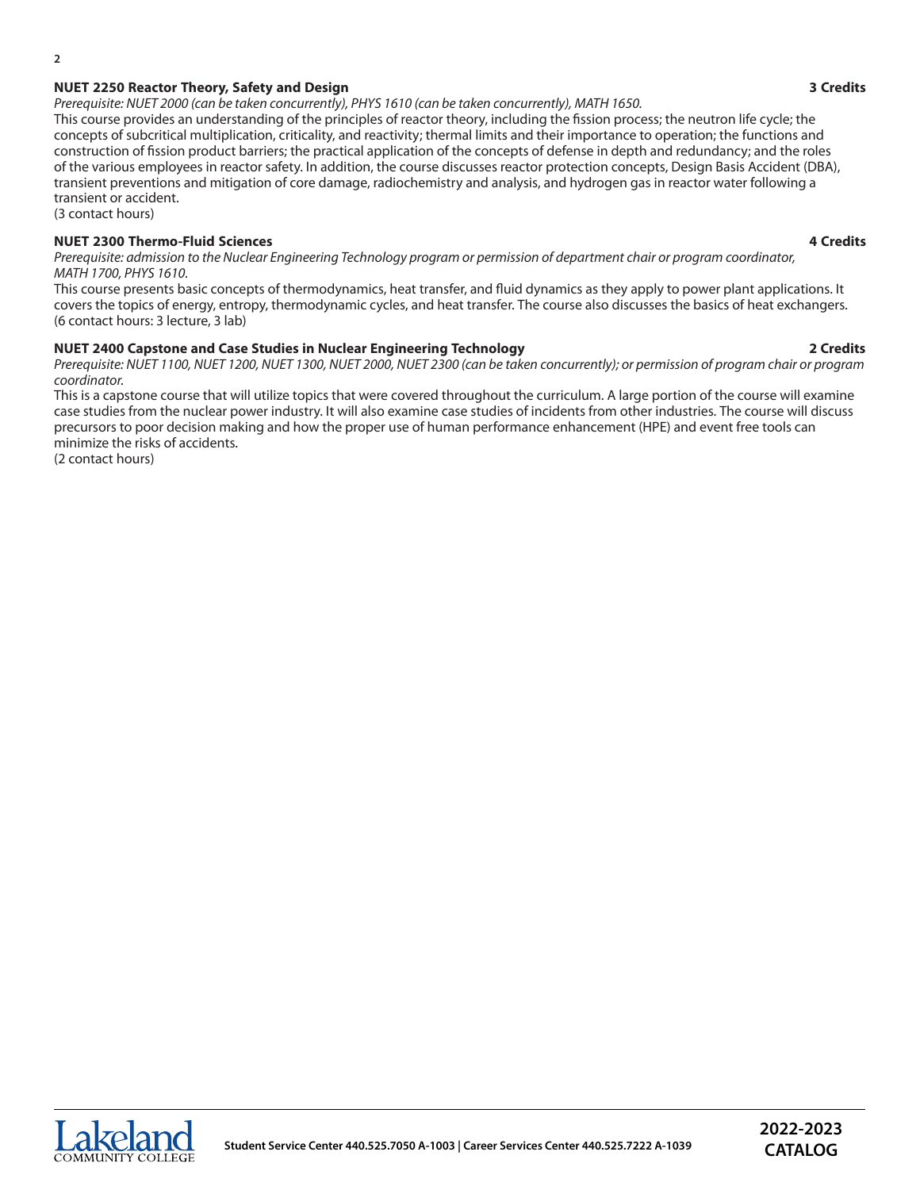**NUET 2250 Reactor Theory, Safety and Design** **3 Credits**

*Prerequisite: NUET 2000 (can be taken concurrently), PHYS 1610 (can be taken concurrently), MATH 1650.*

This course provides an understanding of the principles of reactor theory, including the fission process; the neutron life cycle; the concepts of subcritical multiplication, criticality, and reactivity; thermal limits and their importance to operation; the functions and construction of fission product barriers; the practical application of the concepts of defense in depth and redundancy; and the roles of the various employees in reactor safety. In addition, the course discusses reactor protection concepts, Design Basis Accident (DBA), transient preventions and mitigation of core damage, radiochemistry and analysis, and hydrogen gas in reactor water following a transient or accident.

(3 contact hours)

**NUET 2300 Thermo-Fluid Sciences** **4 Credits**

*Prerequisite: admission to the Nuclear Engineering Technology program or permission of department chair or program coordinator, MATH 1700, PHYS 1610.*

This course presents basic concepts of thermodynamics, heat transfer, and fluid dynamics as they apply to power plant applications. It covers the topics of energy, entropy, thermodynamic cycles, and heat transfer. The course also discusses the basics of heat exchangers.

(6 contact hours: 3 lecture, 3 lab)

**NUET 2400 Capstone and Case Studies in Nuclear Engineering Technology** **2 Credits**

*Prerequisite: NUET 1100, NUET 1200, NUET 1300, NUET 2000, NUET 2300 (can be taken concurrently); or permission of program chair or program coordinator.*

This is a capstone course that will utilize topics that were covered throughout the curriculum. A large portion of the course will examine case studies from the nuclear power industry. It will also examine case studies of incidents from other industries. The course will discuss precursors to poor decision making and how the proper use of human performance enhancement (HPE) and event free tools can minimize the risks of accidents.

(2 contact hours)